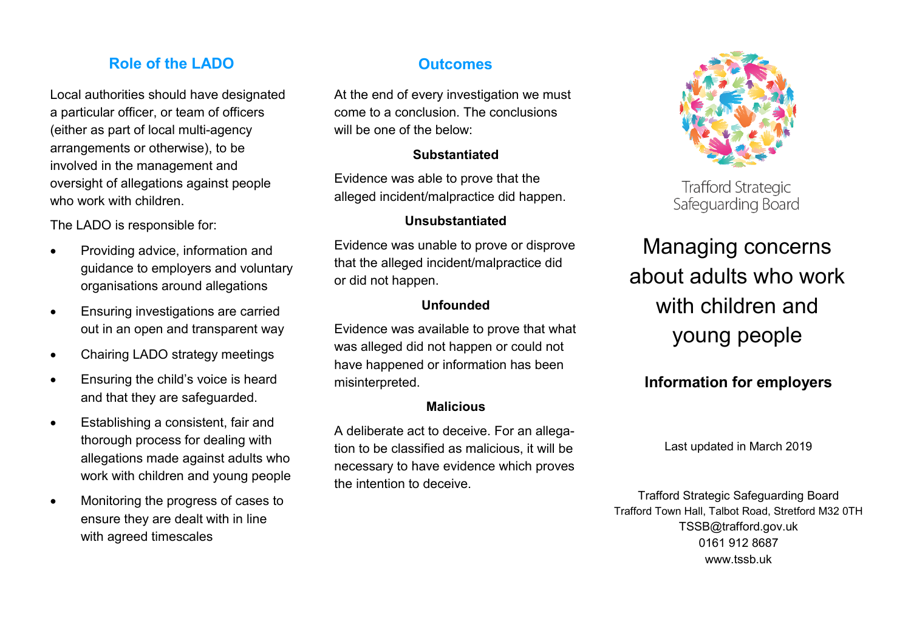## Role of the LADO

Local authorities should have designated a particular officer, or team of officers (either as part of local multi-agency arrangements or otherwise), to be involved in the management and oversight of allegations against people who work with children.

The LADO is responsible for:

- Providing advice, information and guidance to employers and voluntary organisations around allegations
- Ensuring investigations are carried out in an open and transparent way
- Chairing LADO strategy meetings
- Ensuring the child's voice is heard and that they are safeguarded.
- Establishing a consistent, fair and thorough process for dealing with allegations made against adults who work with children and young people
- Monitoring the progress of cases to ensure they are dealt with in line with agreed timescales

## Outcomes

At the end of every investigation we must come to a conclusion. The conclusions will be one of the below:

**Substantiated**

Evidence was able to prove that the alleged incident/malpractice did happen.

**Unsubstantiated**

Evidence was unable to prove or disprove that the alleged incident/malpractice did or did not happen.

**Unfounded**

Evidence was available to prove that what was alleged did not happen or could not have happened or information has been misinterpreted.

**Malicious**

A deliberate act to deceive. For an allegation to be classified as malicious, it will be necessary to have evidence which proves the intention to deceive.

Trafford Strategic Safeguarding Board

# Managing concerns about adults who work with children and young people

**Information for employers**

Last updated in March 2019

Trafford Strategic Safeguarding Board
Trafford Town Hall, Talbot Road, Stretford M32 0TH
TSSB@trafford.gov.uk
0161 912 8687
www.tssb.uk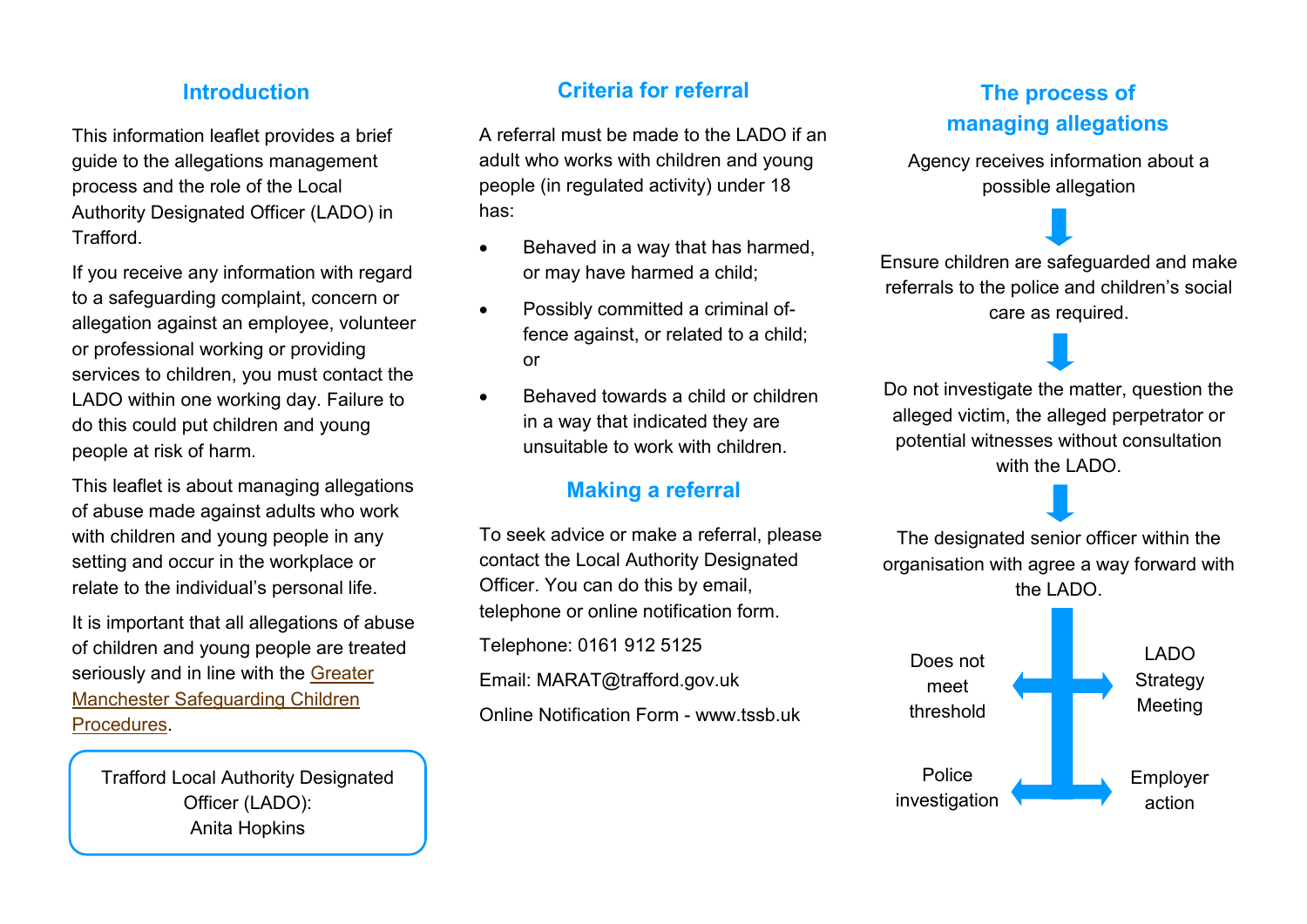## Introduction

This information leaflet provides a brief guide to the allegations management process and the role of the Local Authority Designated Officer (LADO) in Trafford.

If you receive any information with regard to a safeguarding complaint, concern or allegation against an employee, volunteer or professional working or providing services to children, you must contact the LADO within one working day. Failure to do this could put children and young people at risk of harm.

This leaflet is about managing allegations of abuse made against adults who work with children and young people in any setting and occur in the workplace or relate to the individual's personal life.

It is important that all allegations of abuse of children and young people are treated seriously and in line with the Greater Manchester Safeguarding Children Procedures.

Trafford Local Authority Designated Officer (LADO):
Anita Hopkins

## Criteria for referral

A referral must be made to the LADO if an adult who works with children and young people (in regulated activity) under 18 has:

- Behaved in a way that has harmed, or may have harmed a child;
- Possibly committed a criminal offence against, or related to a child; or
- Behaved towards a child or children in a way that indicated they are unsuitable to work with children.

## Making a referral

To seek advice or make a referral, please contact the Local Authority Designated Officer. You can do this by email, telephone or online notification form.

Telephone: 0161 912 5125

Email: MARAT@trafford.gov.uk

Online Notification Form - www.tssb.uk

## The process of managing allegations

Agency receives information about a possible allegation

Ensure children are safeguarded and make referrals to the police and children's social care as required.

Do not investigate the matter, question the alleged victim, the alleged perpetrator or potential witnesses without consultation with the LADO.

The designated senior officer within the organisation with agree a way forward with the LADO.

Does not meet threshold

LADO Strategy Meeting

Police investigation

Employer action